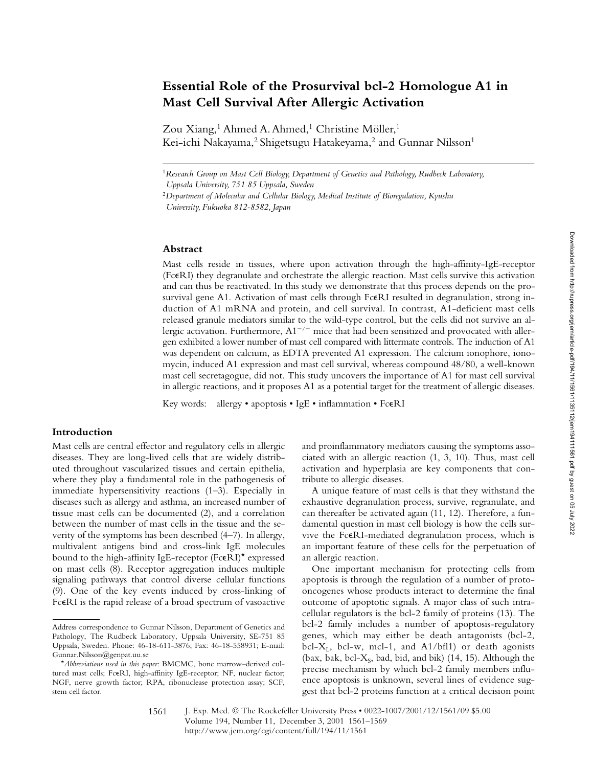# Essential Role of the Prosurvival bcl-2 Homologue A1 in Mast Cell Survival After Allergic Activation

Zou Xiang,[1] Ahmed A. Ahmed,[1] Christine Möller,[1] Kei-ichi Nakayama,[2] Shigetsugu Hatakeyama,[2] and Gunnar Nilsson[1]

[1] *Research Group on Mast Cell Biology, Department of Genetics and Pathology, Rudbeck Laboratory, Uppsala University, 751 85 Uppsala, Sweden*

[2] *Department of Molecular and Cellular Biology, Medical Institute of Bioregulation, Kyushu University, Fukuoka 812-8582, Japan*

## Abstract

Mast cells reside in tissues, where upon activation through the high-affinity-IgE-receptor (FcεRI) they degranulate and orchestrate the allergic reaction. Mast cells survive this activation and can thus be reactivated. In this study we demonstrate that this process depends on the prosurvival gene A1. Activation of mast cells through FcεRI resulted in degranulation, strong induction of A1 mRNA and protein, and cell survival. In contrast, A1-deficient mast cells released granule mediators similar to the wild-type control, but the cells did not survive an allergic activation. Furthermore, $A1^{-/-}$ mice that had been sensitized and provocated with allergen exhibited a lower number of mast cell compared with littermate controls. The induction of A1 was dependent on calcium, as EDTA prevented A1 expression. The calcium ionophore, ionomycin, induced A1 expression and mast cell survival, whereas compound 48/80, a well-known mast cell secretagogue, did not. This study uncovers the importance of A1 for mast cell survival in allergic reactions, and it proposes A1 as a potential target for the treatment of allergic diseases.

Key words: allergy • apoptosis • IgE • inflammation • FcεRI

## Introduction

Mast cells are central effector and regulatory cells in allergic diseases. They are long-lived cells that are widely distributed throughout vascularized tissues and certain epithelia, where they play a fundamental role in the pathogenesis of immediate hypersensitivity reactions (1–3). Especially in diseases such as allergy and asthma, an increased number of tissue mast cells can be documented (2), and a correlation between the number of mast cells in the tissue and the severity of the symptoms has been described (4–7). In allergy, multivalent antigens bind and cross-link IgE molecules bound to the high-affinity IgE-receptor (FcεRI)* expressed on mast cells (8). Receptor aggregation induces multiple signaling pathways that control diverse cellular functions (9). One of the key events induced by cross-linking of FcεRI is the rapid release of a broad spectrum of vasoactive and proinflammatory mediators causing the symptoms associated with an allergic reaction (1, 3, 10). Thus, mast cell activation and hyperplasia are key components that contribute to allergic diseases.

A unique feature of mast cells is that they withstand the exhaustive degranulation process, survive, regranulate, and can thereafter be activated again (11, 12). Therefore, a fundamental question in mast cell biology is how the cells survive the FcεRI-mediated degranulation process, which is an important feature of these cells for the perpetuation of an allergic reaction.

One important mechanism for protecting cells from apoptosis is through the regulation of a number of protooncogenes whose products interact to determine the final outcome of apoptotic signals. A major class of such intracellular regulators is the bcl-2 family of proteins (13). The bcl-2 family includes a number of apoptosis-regulatory genes, which may either be death antagonists (bcl-2, bcl-$X_L$, bcl-w, mcl-1, and A1/bfl1) or death agonists (bax, bak, bcl-$X_S$, bad, bid, and bik) (14, 15). Although the precise mechanism by which bcl-2 family members influence apoptosis is unknown, several lines of evidence suggest that bcl-2 proteins function at a critical decision point

---

Address correspondence to Gunnar Nilsson, Department of Genetics and Pathology, The Rudbeck Laboratory, Uppsala University, SE-751 85 Uppsala, Sweden. Phone: 46-18-611-3876; Fax: 46-18-558931; E-mail: Gunnar.Nilsson@genpat.uu.se

*Abbreviations used in this paper:* BMCMC, bone marrow–derived cultured mast cells; FcεRI, high-affinity IgE-receptor; NF, nuclear factor; NGF, nerve growth factor; RPA, ribonuclease protection assay; SCF, stem cell factor.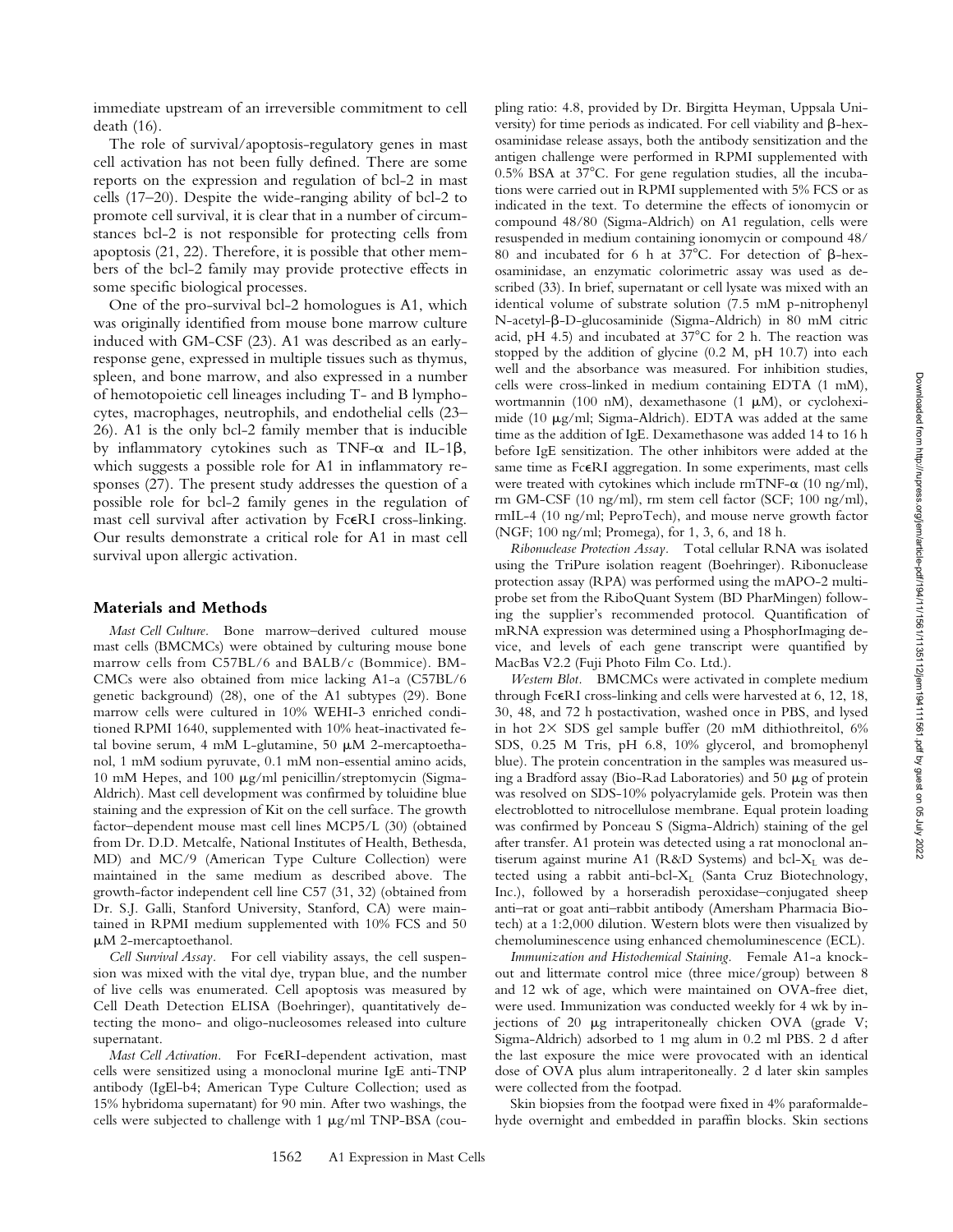immediate upstream of an irreversible commitment to cell death (16).

The role of survival/apoptosis-regulatory genes in mast cell activation has not been fully defined. There are some reports on the expression and regulation of bcl-2 in mast cells (17–20). Despite the wide-ranging ability of bcl-2 to promote cell survival, it is clear that in a number of circumstances bcl-2 is not responsible for protecting cells from apoptosis (21, 22). Therefore, it is possible that other members of the bcl-2 family may provide protective effects in some specific biological processes.

One of the pro-survival bcl-2 homologues is A1, which was originally identified from mouse bone marrow culture induced with GM-CSF (23). A1 was described as an early-response gene, expressed in multiple tissues such as thymus, spleen, and bone marrow, and also expressed in a number of hemotopoietic cell lineages including T- and B lymphocytes, macrophages, neutrophils, and endothelial cells (23–26). A1 is the only bcl-2 family member that is inducible by inflammatory cytokines such as TNF-α and IL-1β, which suggests a possible role for A1 in inflammatory responses (27). The present study addresses the question of a possible role for bcl-2 family genes in the regulation of mast cell survival after activation by FcεRI cross-linking. Our results demonstrate a critical role for A1 in mast cell survival upon allergic activation.

## Materials and Methods

*Mast Cell Culture.* Bone marrow–derived cultured mouse mast cells (BMCMCs) were obtained by culturing mouse bone marrow cells from C57BL/6 and BALB/c (Bommice). BMCMCs were also obtained from mice lacking A1-a (C57BL/6 genetic background) (28), one of the A1 subtypes (29). Bone marrow cells were cultured in 10% WEHI-3 enriched conditioned RPMI 1640, supplemented with 10% heat-inactivated fetal bovine serum, 4 mM L-glutamine, 50 μM 2-mercaptoethanol, 1 mM sodium pyruvate, 0.1 mM non-essential amino acids, 10 mM Hepes, and 100 μg/ml penicillin/streptomycin (Sigma-Aldrich). Mast cell development was confirmed by toluidine blue staining and the expression of Kit on the cell surface. The growth factor–dependent mouse mast cell lines MCP5/L (30) (obtained from Dr. D.D. Metcalfe, National Institutes of Health, Bethesda, MD) and MC/9 (American Type Culture Collection) were maintained in the same medium as described above. The growth-factor independent cell line C57 (31, 32) (obtained from Dr. S.J. Galli, Stanford University, Stanford, CA) were maintained in RPMI medium supplemented with 10% FCS and 50 μM 2-mercaptoethanol.

*Cell Survival Assay.* For cell viability assays, the cell suspension was mixed with the vital dye, trypan blue, and the number of live cells was enumerated. Cell apoptosis was measured by Cell Death Detection ELISA (Boehringer), quantitatively detecting the mono- and oligo-nucleosomes released into culture supernatant.

*Mast Cell Activation.* For FcεRI-dependent activation, mast cells were sensitized using a monoclonal murine IgE anti-TNP antibody (IgEl-b4; American Type Culture Collection; used as 15% hybridoma supernatant) for 90 min. After two washings, the cells were subjected to challenge with 1 μg/ml TNP-BSA (coupling ratio: 4.8, provided by Dr. Birgitta Heyman, Uppsala University) for time periods as indicated. For cell viability and β-hexosaminidase release assays, both the antibody sensitization and the antigen challenge were performed in RPMI supplemented with 0.5% BSA at 37°C. For gene regulation studies, all the incubations were carried out in RPMI supplemented with 5% FCS or as indicated in the text. To determine the effects of ionomycin or compound 48/80 (Sigma-Aldrich) on A1 regulation, cells were resuspended in medium containing ionomycin or compound 48/80 and incubated for 6 h at 37°C. For detection of β-hexosaminidase, an enzymatic colorimetric assay was used as described (33). In brief, supernatant or cell lysate was mixed with an identical volume of substrate solution (7.5 mM p-nitrophenyl N-acetyl-β-D-glucosaminide (Sigma-Aldrich) in 80 mM citric acid, pH 4.5) and incubated at 37°C for 2 h. The reaction was stopped by the addition of glycine (0.2 M, pH 10.7) into each well and the absorbance was measured. For inhibition studies, cells were cross-linked in medium containing EDTA (1 mM), wortmannin (100 nM), dexamethasone (1 μM), or cycloheximide (10 μg/ml; Sigma-Aldrich). EDTA was added at the same time as the addition of IgE. Dexamethasone was added 14 to 16 h before IgE sensitization. The other inhibitors were added at the same time as FcεRI aggregation. In some experiments, mast cells were treated with cytokines which include rmTNF-α (10 ng/ml), rm GM-CSF (10 ng/ml), rm stem cell factor (SCF; 100 ng/ml), rmIL-4 (10 ng/ml; PeproTech), and mouse nerve growth factor (NGF; 100 ng/ml; Promega), for 1, 3, 6, and 18 h.

*Ribonuclease Protection Assay.* Total cellular RNA was isolated using the TriPure isolation reagent (Boehringer). Ribonuclease protection assay (RPA) was performed using the mAPO-2 multiprobe set from the RiboQuant System (BD PharMingen) following the supplier's recommended protocol. Quantification of mRNA expression was determined using a PhosphorImaging device, and levels of each gene transcript were quantified by MacBas V2.2 (Fuji Photo Film Co. Ltd.).

*Western Blot.* BMCMCs were activated in complete medium through FcεRI cross-linking and cells were harvested at 6, 12, 18, 30, 48, and 72 h postactivation, washed once in PBS, and lysed in hot 2× SDS gel sample buffer (20 mM dithiothreitol, 6% SDS, 0.25 M Tris, pH 6.8, 10% glycerol, and bromophenyl blue). The protein concentration in the samples was measured using a Bradford assay (Bio-Rad Laboratories) and 50 μg of protein was resolved on SDS-10% polyacrylamide gels. Protein was then electroblotted to nitrocellulose membrane. Equal protein loading was confirmed by Ponceau S (Sigma-Aldrich) staining of the gel after transfer. A1 protein was detected using a rat monoclonal antiserum against murine A1 (R&D Systems) and bcl-$X_L$ was detected using a rabbit anti-bcl-$X_L$ (Santa Cruz Biotechnology, Inc.), followed by a horseradish peroxidase–conjugated sheep anti–rat or goat anti–rabbit antibody (Amersham Pharmacia Biotech) at a 1:2,000 dilution. Western blots were then visualized by chemoluminescence using enhanced chemoluminescence (ECL).

*Immunization and Histochemical Staining.* Female A1-a knockout and littermate control mice (three mice/group) between 8 and 12 wk of age, which were maintained on OVA-free diet, were used. Immunization was conducted weekly for 4 wk by injections of 20 μg intraperitoneally chicken OVA (grade V; Sigma-Aldrich) adsorbed to 1 mg alum in 0.2 ml PBS. 2 d after the last exposure the mice were provocated with an identical dose of OVA plus alum intraperitoneally. 2 d later skin samples were collected from the footpad.

Skin biopsies from the footpad were fixed in 4% paraformaldehyde overnight and embedded in paraffin blocks. Skin sections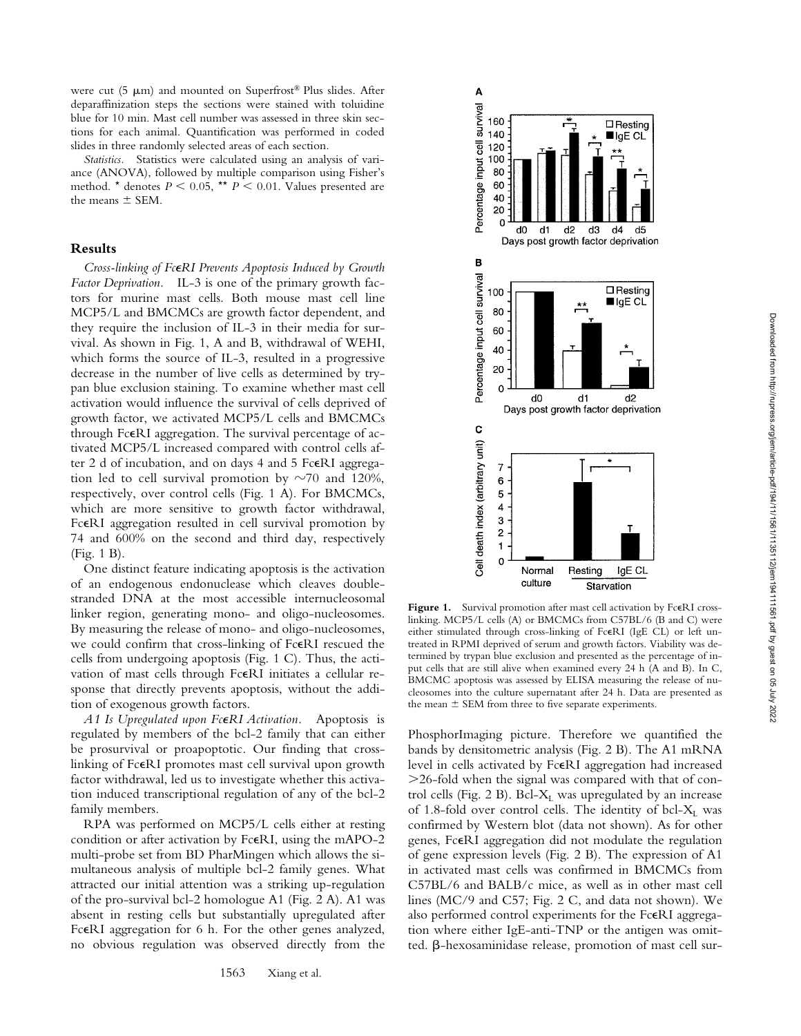were cut (5 μm) and mounted on Superfrost® Plus slides. After deparaffinization steps the sections were stained with toluidine blue for 10 min. Mast cell number was assessed in three skin sections for each animal. Quantification was performed in coded slides in three randomly selected areas of each section.

*Statistics.* Statistics were calculated using an analysis of variance (ANOVA), followed by multiple comparison using Fisher's method. * denotes $P < 0.05$, ** $P < 0.01$. Values presented are the means ± SEM.

## Results

*Cross-linking of FcεRI Prevents Apoptosis Induced by Growth Factor Deprivation.* IL-3 is one of the primary growth factors for murine mast cells. Both mouse mast cell line MCP5/L and BMCMCs are growth factor dependent, and they require the inclusion of IL-3 in their media for survival. As shown in Fig. 1, A and B, withdrawal of WEHI, which forms the source of IL-3, resulted in a progressive decrease in the number of live cells as determined by trypan blue exclusion staining. To examine whether mast cell activation would influence the survival of cells deprived of growth factor, we activated MCP5/L cells and BMCMCs through FcεRI aggregation. The survival percentage of activated MCP5/L increased compared with control cells after 2 d of incubation, and on days 4 and 5 FcεRI aggregation led to cell survival promotion by ~70 and 120%, respectively, over control cells (Fig. 1 A). For BMCMCs, which are more sensitive to growth factor withdrawal, FcεRI aggregation resulted in cell survival promotion by 74 and 600% on the second and third day, respectively (Fig. 1 B).

One distinct feature indicating apoptosis is the activation of an endogenous endonuclease which cleaves double-stranded DNA at the most accessible internucleosomal linker region, generating mono- and oligo-nucleosomes. By measuring the release of mono- and oligo-nucleosomes, we could confirm that cross-linking of FcεRI rescued the cells from undergoing apoptosis (Fig. 1 C). Thus, the activation of mast cells through FcεRI initiates a cellular response that directly prevents apoptosis, without the addition of exogenous growth factors.

*A1 Is Upregulated upon FcεRI Activation.* Apoptosis is regulated by members of the bcl-2 family that can either be prosurvival or proapoptotic. Our finding that cross-linking of FcεRI promotes mast cell survival upon growth factor withdrawal, led us to investigate whether this activation induced transcriptional regulation of any of the bcl-2 family members.

RPA was performed on MCP5/L cells either at resting condition or after activation by FcεRI, using the mAPO-2 multi-probe set from BD PharMingen which allows the simultaneous analysis of multiple bcl-2 family genes. What attracted our initial attention was a striking up-regulation of the pro-survival bcl-2 homologue A1 (Fig. 2 A). A1 was absent in resting cells but substantially upregulated after FcεRI aggregation for 6 h. For the other genes analyzed, no obvious regulation was observed directly from the PhosphorImaging picture. Therefore we quantified the bands by densitometric analysis (Fig. 2 B). The A1 mRNA level in cells activated by FcεRI aggregation had increased >26-fold when the signal was compared with that of control cells (Fig. 2 B). Bcl-$X_L$ was upregulated by an increase of 1.8-fold over control cells. The identity of bcl-$X_L$ was confirmed by Western blot (data not shown). As for other genes, FcεRI aggregation did not modulate the regulation of gene expression levels (Fig. 2 B). The expression of A1 in activated mast cells was confirmed in BMCMCs from C57BL/6 and BALB/c mice, as well as in other mast cell lines (MC/9 and C57; Fig. 2 C, and data not shown). We also performed control experiments for the FcεRI aggregation where either IgE-anti-TNP or the antigen was omitted. β-hexosaminidase release, promotion of mast cell sur-

**Figure 1.** Survival promotion after mast cell activation by FcεRI cross-linking. MCP5/L cells (A) or BMCMCs from C57BL/6 (B and C) were either stimulated through cross-linking of FcεRI (IgE CL) or left untreated in RPMI deprived of serum and growth factors. Viability was determined by trypan blue exclusion and presented as the percentage of input cells that are still alive when examined every 24 h (A and B). In C, BMCMC apoptosis was assessed by ELISA measuring the release of nucleosomes into the culture supernatant after 24 h. Data are presented as the mean ± SEM from three to five separate experiments.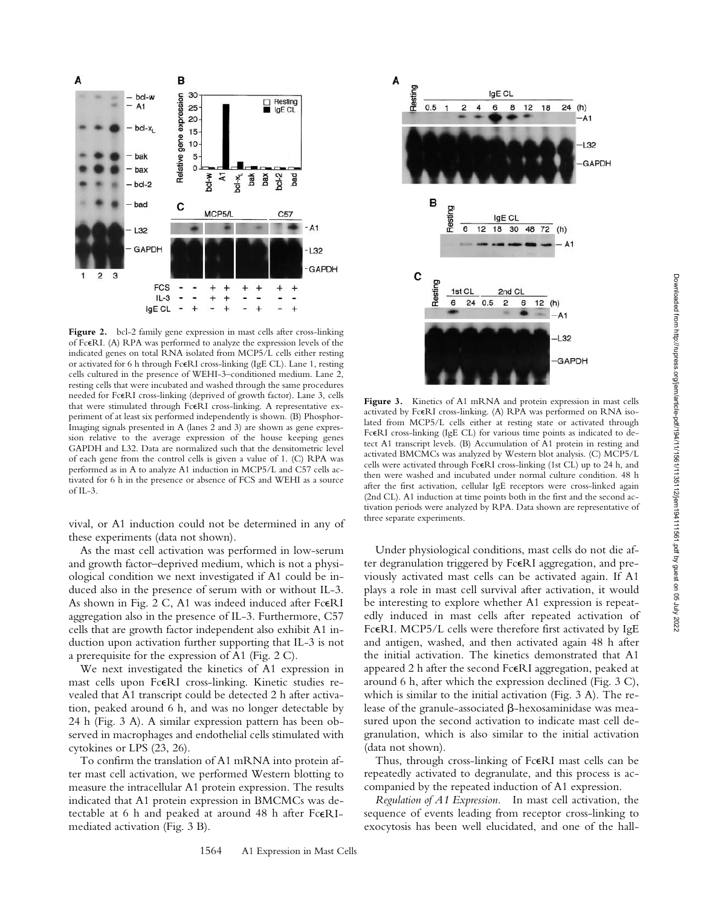**Figure 2.** bcl-2 family gene expression in mast cells after cross-linking of FcεRI. (A) RPA was performed to analyze the expression levels of the indicated genes on total RNA isolated from MCP5/L cells either resting or activated for 6 h through FcεRI cross-linking (IgE CL). Lane 1, resting cells cultured in the presence of WEHI-3–conditioned medium. Lane 2, resting cells that were incubated and washed through the same procedures needed for FcεRI cross-linking (deprived of growth factor). Lane 3, cells that were stimulated through FcεRI cross-linking. A representative experiment of at least six performed independently is shown. (B) PhosphorImaging signals presented in A (lanes 2 and 3) are shown as gene expression relative to the average expression of the house keeping genes GAPDH and L32. Data are normalized such that the densitometric level of each gene from the control cells is given a value of 1. (C) RPA was performed as in A to analyze A1 induction in MCP5/L and C57 cells activated for 6 h in the presence or absence of FCS and WEHI as a source of IL-3.

**Figure 3.** Kinetics of A1 mRNA and protein expression in mast cells activated by FcεRI cross-linking. (A) RPA was performed on RNA isolated from MCP5/L cells either at resting state or activated through FcεRI cross-linking (IgE CL) for various time points as indicated to detect A1 transcript levels. (B) Accumulation of A1 protein in resting and activated BMCMCs was analyzed by Western blot analysis. (C) MCP5/L cells were activated through FcεRI cross-linking (1st CL) up to 24 h, and then were washed and incubated under normal culture condition. 48 h after the first activation, cellular IgE receptors were cross-linked again (2nd CL). A1 induction at time points both in the first and the second activation periods were analyzed by RPA. Data shown are representative of three separate experiments.

vival, or A1 induction could not be determined in any of these experiments (data not shown).

As the mast cell activation was performed in low-serum and growth factor–deprived medium, which is not a physiological condition we next investigated if A1 could be induced also in the presence of serum with or without IL-3. As shown in Fig. 2 C, A1 was indeed induced after FcεRI aggregation also in the presence of IL-3. Furthermore, C57 cells that are growth factor independent also exhibit A1 induction upon activation further supporting that IL-3 is not a prerequisite for the expression of A1 (Fig. 2 C).

We next investigated the kinetics of A1 expression in mast cells upon FcεRI cross-linking. Kinetic studies revealed that A1 transcript could be detected 2 h after activation, peaked around 6 h, and was no longer detectable by 24 h (Fig. 3 A). A similar expression pattern has been observed in macrophages and endothelial cells stimulated with cytokines or LPS (23, 26).

To confirm the translation of A1 mRNA into protein after mast cell activation, we performed Western blotting to measure the intracellular A1 protein expression. The results indicated that A1 protein expression in BMCMCs was detectable at 6 h and peaked at around 48 h after FcεRI-mediated activation (Fig. 3 B).

Under physiological conditions, mast cells do not die after degranulation triggered by FcεRI aggregation, and previously activated mast cells can be activated again. If A1 plays a role in mast cell survival after activation, it would be interesting to explore whether A1 expression is repeatedly induced in mast cells after repeated activation of FcεRI. MCP5/L cells were therefore first activated by IgE and antigen, washed, and then activated again 48 h after the initial activation. The kinetics demonstrated that A1 appeared 2 h after the second FcεRI aggregation, peaked at around 6 h, after which the expression declined (Fig. 3 C), which is similar to the initial activation (Fig. 3 A). The release of the granule-associated β-hexosaminidase was measured upon the second activation to indicate mast cell degranulation, which is also similar to the initial activation (data not shown).

Thus, through cross-linking of FcεRI mast cells can be repeatedly activated to degranulate, and this process is accompanied by the repeated induction of A1 expression.

*Regulation of A1 Expression.* In mast cell activation, the sequence of events leading from receptor cross-linking to exocytosis has been well elucidated, and one of the hall-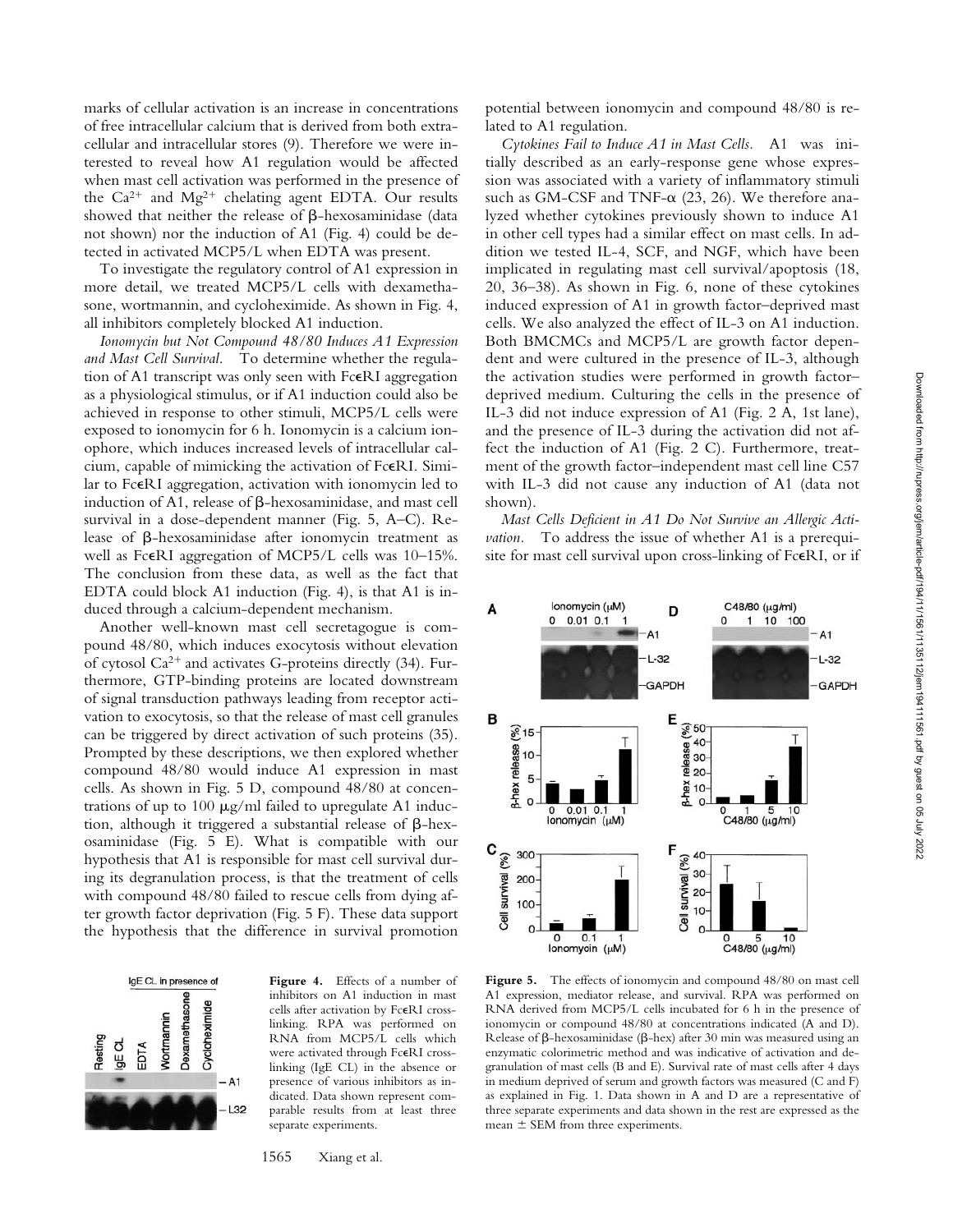marks of cellular activation is an increase in concentrations of free intracellular calcium that is derived from both extracellular and intracellular stores (9). Therefore we were interested to reveal how A1 regulation would be affected when mast cell activation was performed in the presence of the $Ca^{2+}$ and $Mg^{2+}$ chelating agent EDTA. Our results showed that neither the release of β-hexosaminidase (data not shown) nor the induction of A1 (Fig. 4) could be detected in activated MCP5/L when EDTA was present.

To investigate the regulatory control of A1 expression in more detail, we treated MCP5/L cells with dexamethasone, wortmannin, and cycloheximide. As shown in Fig. 4, all inhibitors completely blocked A1 induction.

*Ionomycin but Not Compound 48/80 Induces A1 Expression and Mast Cell Survival.* To determine whether the regulation of A1 transcript was only seen with FcεRI aggregation as a physiological stimulus, or if A1 induction could also be achieved in response to other stimuli, MCP5/L cells were exposed to ionomycin for 6 h. Ionomycin is a calcium ionophore, which induces increased levels of intracellular calcium, capable of mimicking the activation of FcεRI. Similar to FcεRI aggregation, activation with ionomycin led to induction of A1, release of β-hexosaminidase, and mast cell survival in a dose-dependent manner (Fig. 5, A–C). Release of β-hexosaminidase after ionomycin treatment as well as FcεRI aggregation of MCP5/L cells was 10–15%. The conclusion from these data, as well as the fact that EDTA could block A1 induction (Fig. 4), is that A1 is induced through a calcium-dependent mechanism.

Another well-known mast cell secretagogue is compound 48/80, which induces exocytosis without elevation of cytosol $Ca^{2+}$ and activates G-proteins directly (34). Furthermore, GTP-binding proteins are located downstream of signal transduction pathways leading from receptor activation to exocytosis, so that the release of mast cell granules can be triggered by direct activation of such proteins (35). Prompted by these descriptions, we then explored whether compound 48/80 would induce A1 expression in mast cells. As shown in Fig. 5 D, compound 48/80 at concentrations of up to 100 μg/ml failed to upregulate A1 induction, although it triggered a substantial release of β-hexosaminidase (Fig. 5 E). What is compatible with our hypothesis that A1 is responsible for mast cell survival during its degranulation process, is that the treatment of cells with compound 48/80 failed to rescue cells from dying after growth factor deprivation (Fig. 5 F). These data support the hypothesis that the difference in survival promotion potential between ionomycin and compound 48/80 is related to A1 regulation.

*Cytokines Fail to Induce A1 in Mast Cells.* A1 was initially described as an early-response gene whose expression was associated with a variety of inflammatory stimuli such as GM-CSF and TNF-α (23, 26). We therefore analyzed whether cytokines previously shown to induce A1 in other cell types had a similar effect on mast cells. In addition we tested IL-4, SCF, and NGF, which have been implicated in regulating mast cell survival/apoptosis (18, 20, 36–38). As shown in Fig. 6, none of these cytokines induced expression of A1 in growth factor–deprived mast cells. We also analyzed the effect of IL-3 on A1 induction. Both BMCMCs and MCP5/L are growth factor dependent and were cultured in the presence of IL-3, although the activation studies were performed in growth factor–deprived medium. Culturing the cells in the presence of IL-3 did not induce expression of A1 (Fig. 2 A, 1st lane), and the presence of IL-3 during the activation did not affect the induction of A1 (Fig. 2 C). Furthermore, treatment of the growth factor–independent mast cell line C57 with IL-3 did not cause any induction of A1 (data not shown).

*Mast Cells Deficient in A1 Do Not Survive an Allergic Activation.* To address the issue of whether A1 is a prerequisite for mast cell survival upon cross-linking of FcεRI, or if

**Figure 4.** Effects of a number of inhibitors on A1 induction in mast cells after activation by FcεRI cross-linking. RPA was performed on RNA from MCP5/L cells which were activated through FcεRI cross-linking (IgE CL) in the absence or presence of various inhibitors as indicated. Data shown represent comparable results from at least three separate experiments.

**Figure 5.** The effects of ionomycin and compound 48/80 on mast cell A1 expression, mediator release, and survival. RPA was performed on RNA derived from MCP5/L cells incubated for 6 h in the presence of ionomycin or compound 48/80 at concentrations indicated (A and D). Release of β-hexosaminidase (β-hex) after 30 min was measured using an enzymatic colorimetric method and was indicative of activation and degranulation of mast cells (B and E). Survival rate of mast cells after 4 days in medium deprived of serum and growth factors was measured (C and F) as explained in Fig. 1. Data shown in A and D are a representative of three separate experiments and data shown in the rest are expressed as the mean ± SEM from three experiments.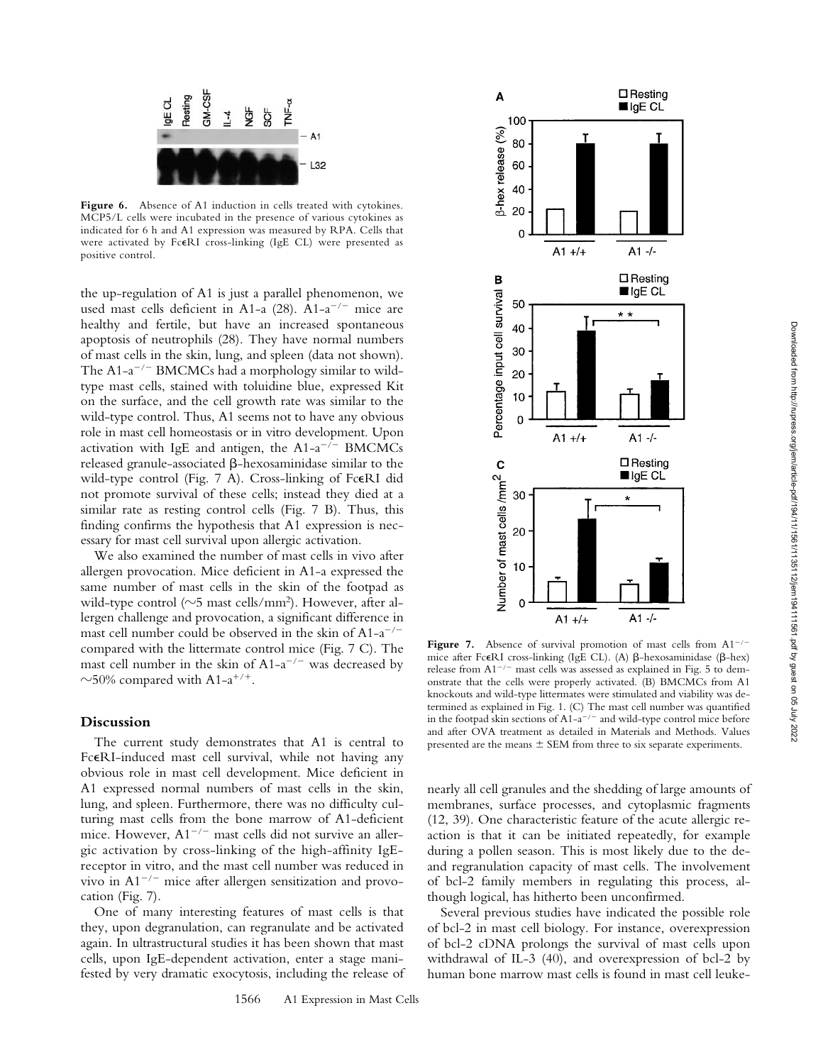**Figure 6.** Absence of A1 induction in cells treated with cytokines. MCP5/L cells were incubated in the presence of various cytokines as indicated for 6 h and A1 expression was measured by RPA. Cells that were activated by FcεRI cross-linking (IgE CL) were presented as positive control.

the up-regulation of A1 is just a parallel phenomenon, we used mast cells deficient in A1-a (28). A1-a$^{-/-}$ mice are healthy and fertile, but have an increased spontaneous apoptosis of neutrophils (28). They have normal numbers of mast cells in the skin, lung, and spleen (data not shown). The A1-a$^{-/-}$ BMCMCs had a morphology similar to wild-type mast cells, stained with toluidine blue, expressed Kit on the surface, and the cell growth rate was similar to the wild-type control. Thus, A1 seems not to have any obvious role in mast cell homeostasis or in vitro development. Upon activation with IgE and antigen, the A1-a$^{-/-}$ BMCMCs released granule-associated β-hexosaminidase similar to the wild-type control (Fig. 7 A). Cross-linking of FcεRI did not promote survival of these cells; instead they died at a similar rate as resting control cells (Fig. 7 B). Thus, this finding confirms the hypothesis that A1 expression is necessary for mast cell survival upon allergic activation.

We also examined the number of mast cells in vivo after allergen provocation. Mice deficient in A1-a expressed the same number of mast cells in the skin of the footpad as wild-type control (~5 mast cells/mm$^2$). However, after allergen challenge and provocation, a significant difference in mast cell number could be observed in the skin of A1-a$^{-/-}$ compared with the littermate control mice (Fig. 7 C). The mast cell number in the skin of A1-a$^{-/-}$ was decreased by ~50% compared with A1-a$^{+/+}$.

## Discussion

The current study demonstrates that A1 is central to FcεRI-induced mast cell survival, while not having any obvious role in mast cell development. Mice deficient in A1 expressed normal numbers of mast cells in the skin, lung, and spleen. Furthermore, there was no difficulty culturing mast cells from the bone marrow of A1-deficient mice. However, A1$^{-/-}$ mast cells did not survive an allergic activation by cross-linking of the high-affinity IgE-receptor in vitro, and the mast cell number was reduced in vivo in A1$^{-/-}$ mice after allergen sensitization and provocation (Fig. 7).

One of many interesting features of mast cells is that they, upon degranulation, can regranulate and be activated again. In ultrastructural studies it has been shown that mast cells, upon IgE-dependent activation, enter a stage manifested by very dramatic exocytosis, including the release of nearly all cell granules and the shedding of large amounts of membranes, surface processes, and cytoplasmic fragments (12, 39). One characteristic feature of the acute allergic reaction is that it can be initiated repeatedly, for example during a pollen season. This is most likely due to the de- and regranulation capacity of mast cells. The involvement of bcl-2 family members in regulating this process, although logical, has hitherto been unconfirmed.

**Figure 7.** Absence of survival promotion of mast cells from A1$^{-/-}$ mice after FcεRI cross-linking (IgE CL). (A) β-hexosaminidase (β-hex) release from A1$^{-/-}$ mast cells was assessed as explained in Fig. 5 to demonstrate that the cells were properly activated. (B) BMCMCs from A1 knockouts and wild-type littermates were stimulated and viability was determined as explained in Fig. 1. (C) The mast cell number was quantified in the footpad skin sections of A1-a$^{-/-}$ and wild-type control mice before and after OVA treatment as detailed in Materials and Methods. Values presented are the means ± SEM from three to six separate experiments.

Several previous studies have indicated the possible role of bcl-2 in mast cell biology. For instance, overexpression of bcl-2 cDNA prolongs the survival of mast cells upon withdrawal of IL-3 (40), and overexpression of bcl-2 by human bone marrow mast cells is found in mast cell leuke-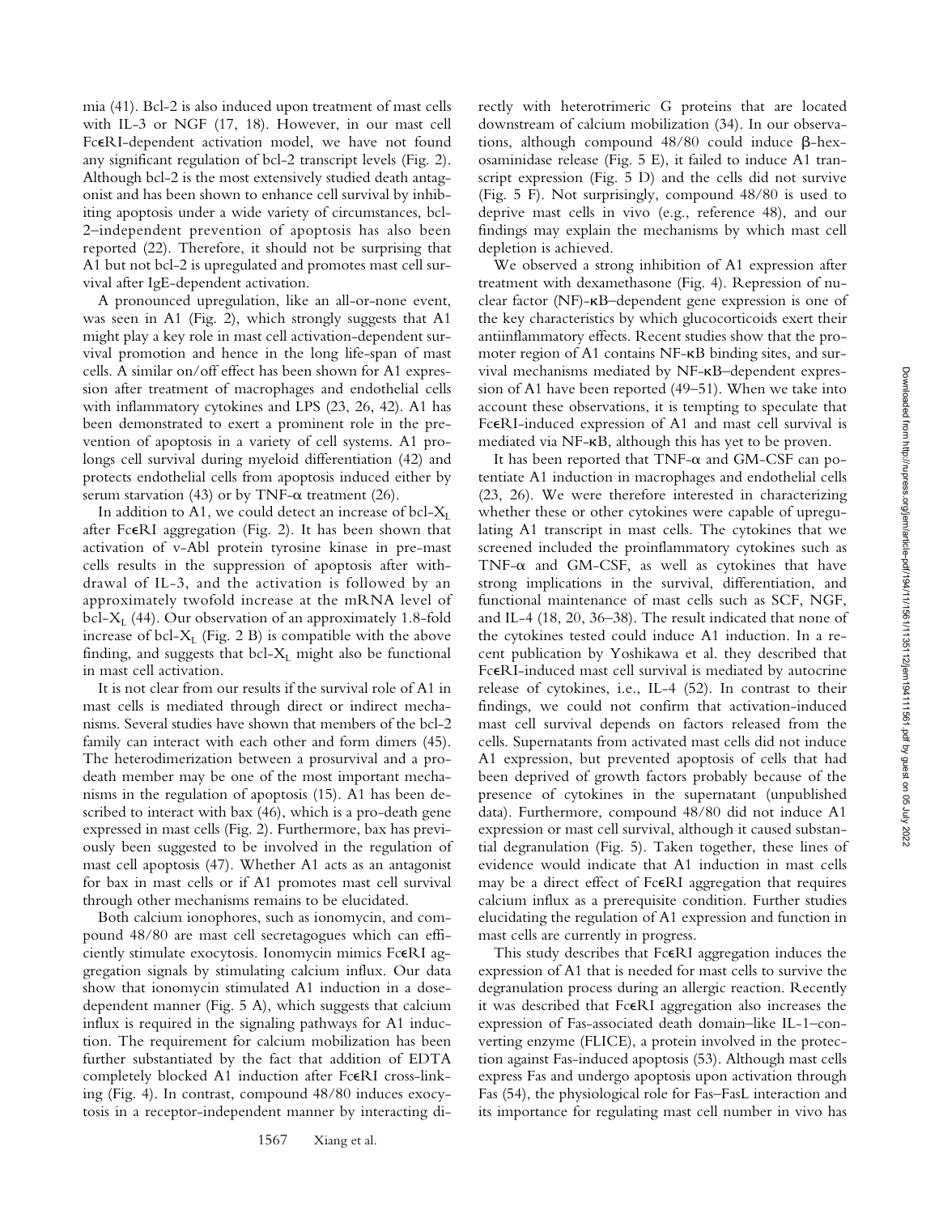mia (41). Bcl-2 is also induced upon treatment of mast cells with IL-3 or NGF (17, 18). However, in our mast cell FcεRI-dependent activation model, we have not found any significant regulation of bcl-2 transcript levels (Fig. 2). Although bcl-2 is the most extensively studied death antagonist and has been shown to enhance cell survival by inhibiting apoptosis under a wide variety of circumstances, bcl-2–independent prevention of apoptosis has also been reported (22). Therefore, it should not be surprising that A1 but not bcl-2 is upregulated and promotes mast cell survival after IgE-dependent activation.

A pronounced upregulation, like an all-or-none event, was seen in A1 (Fig. 2), which strongly suggests that A1 might play a key role in mast cell activation-dependent survival promotion and hence in the long life-span of mast cells. A similar on/off effect has been shown for A1 expression after treatment of macrophages and endothelial cells with inflammatory cytokines and LPS (23, 26, 42). A1 has been demonstrated to exert a prominent role in the prevention of apoptosis in a variety of cell systems. A1 prolongs cell survival during myeloid differentiation (42) and protects endothelial cells from apoptosis induced either by serum starvation (43) or by TNF-α treatment (26).

In addition to A1, we could detect an increase of bcl-$X_L$ after FcεRI aggregation (Fig. 2). It has been shown that activation of v-Abl protein tyrosine kinase in pre-mast cells results in the suppression of apoptosis after withdrawal of IL-3, and the activation is followed by an approximately twofold increase at the mRNA level of bcl-$X_L$ (44). Our observation of an approximately 1.8-fold increase of bcl-$X_L$ (Fig. 2 B) is compatible with the above finding, and suggests that bcl-$X_L$ might also be functional in mast cell activation.

It is not clear from our results if the survival role of A1 in mast cells is mediated through direct or indirect mechanisms. Several studies have shown that members of the bcl-2 family can interact with each other and form dimers (45). The heterodimerization between a prosurvival and a prodeath member may be one of the most important mechanisms in the regulation of apoptosis (15). A1 has been described to interact with bax (46), which is a pro-death gene expressed in mast cells (Fig. 2). Furthermore, bax has previously been suggested to be involved in the regulation of mast cell apoptosis (47). Whether A1 acts as an antagonist for bax in mast cells or if A1 promotes mast cell survival through other mechanisms remains to be elucidated.

Both calcium ionophores, such as ionomycin, and compound 48/80 are mast cell secretagogues which can efficiently stimulate exocytosis. Ionomycin mimics FcεRI aggregation signals by stimulating calcium influx. Our data show that ionomycin stimulated A1 induction in a dose-dependent manner (Fig. 5 A), which suggests that calcium influx is required in the signaling pathways for A1 induction. The requirement for calcium mobilization has been further substantiated by the fact that addition of EDTA completely blocked A1 induction after FcεRI cross-linking (Fig. 4). In contrast, compound 48/80 induces exocytosis in a receptor-independent manner by interacting directly with heterotrimeric G proteins that are located downstream of calcium mobilization (34). In our observations, although compound 48/80 could induce β-hexosaminidase release (Fig. 5 E), it failed to induce A1 transcript expression (Fig. 5 D) and the cells did not survive (Fig. 5 F). Not surprisingly, compound 48/80 is used to deprive mast cells in vivo (e.g., reference 48), and our findings may explain the mechanisms by which mast cell depletion is achieved.

We observed a strong inhibition of A1 expression after treatment with dexamethasone (Fig. 4). Repression of nuclear factor (NF)-κB–dependent gene expression is one of the key characteristics by which glucocorticoids exert their antiinflammatory effects. Recent studies show that the promoter region of A1 contains NF-κB binding sites, and survival mechanisms mediated by NF-κB–dependent expression of A1 have been reported (49–51). When we take into account these observations, it is tempting to speculate that FcεRI-induced expression of A1 and mast cell survival is mediated via NF-κB, although this has yet to be proven.

It has been reported that TNF-α and GM-CSF can potentiate A1 induction in macrophages and endothelial cells (23, 26). We were therefore interested in characterizing whether these or other cytokines were capable of upregulating A1 transcript in mast cells. The cytokines that we screened included the proinflammatory cytokines such as TNF-α and GM-CSF, as well as cytokines that have strong implications in the survival, differentiation, and functional maintenance of mast cells such as SCF, NGF, and IL-4 (18, 20, 36–38). The result indicated that none of the cytokines tested could induce A1 induction. In a recent publication by Yoshikawa et al. they described that FcεRI-induced mast cell survival is mediated by autocrine release of cytokines, i.e., IL-4 (52). In contrast to their findings, we could not confirm that activation-induced mast cell survival depends on factors released from the cells. Supernatants from activated mast cells did not induce A1 expression, but prevented apoptosis of cells that had been deprived of growth factors probably because of the presence of cytokines in the supernatant (unpublished data). Furthermore, compound 48/80 did not induce A1 expression or mast cell survival, although it caused substantial degranulation (Fig. 5). Taken together, these lines of evidence would indicate that A1 induction in mast cells may be a direct effect of FcεRI aggregation that requires calcium influx as a prerequisite condition. Further studies elucidating the regulation of A1 expression and function in mast cells are currently in progress.

This study describes that FcεRI aggregation induces the expression of A1 that is needed for mast cells to survive the degranulation process during an allergic reaction. Recently it was described that FcεRI aggregation also increases the expression of Fas-associated death domain–like IL-1–converting enzyme (FLICE), a protein involved in the protection against Fas-induced apoptosis (53). Although mast cells express Fas and undergo apoptosis upon activation through Fas (54), the physiological role for Fas–FasL interaction and its importance for regulating mast cell number in vivo has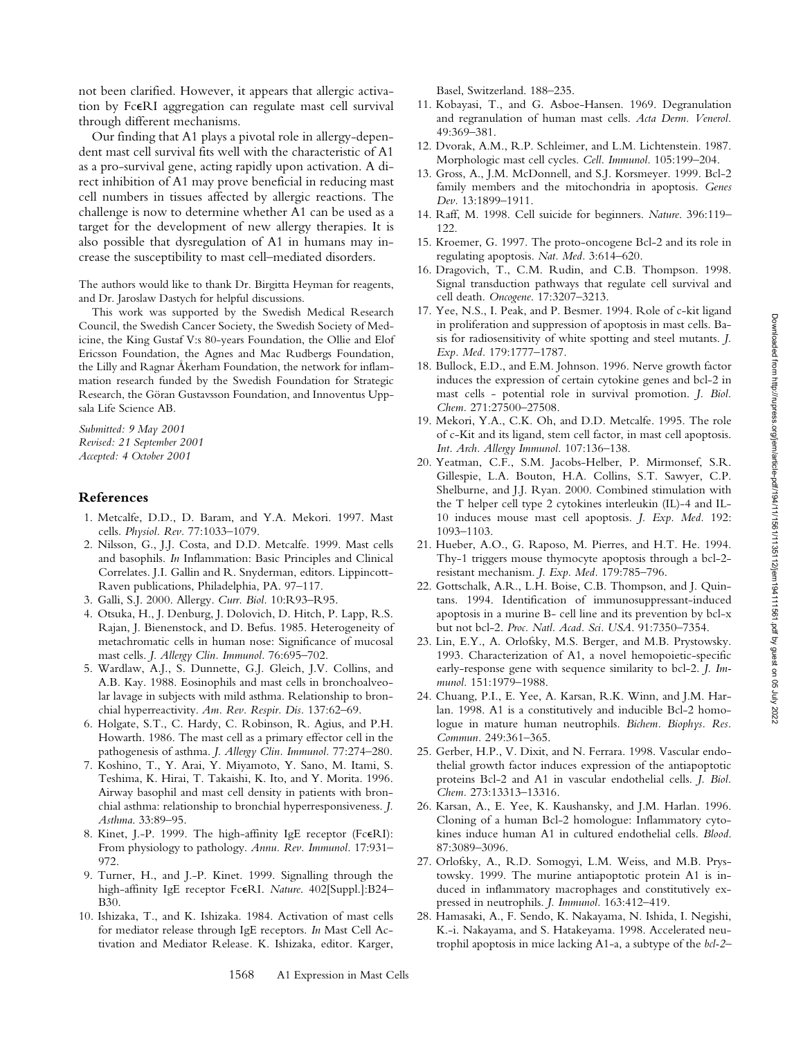not been clarified. However, it appears that allergic activation by FcεRI aggregation can regulate mast cell survival through different mechanisms.

Our finding that A1 plays a pivotal role in allergy-dependent mast cell survival fits well with the characteristic of A1 as a pro-survival gene, acting rapidly upon activation. A direct inhibition of A1 may prove beneficial in reducing mast cell numbers in tissues affected by allergic reactions. The challenge is now to determine whether A1 can be used as a target for the development of new allergy therapies. It is also possible that dysregulation of A1 in humans may increase the susceptibility to mast cell–mediated disorders.

The authors would like to thank Dr. Birgitta Heyman for reagents, and Dr. Jaroslaw Dastych for helpful discussions.

This work was supported by the Swedish Medical Research Council, the Swedish Cancer Society, the Swedish Society of Medicine, the King Gustaf V:s 80-years Foundation, the Ollie and Elof Ericsson Foundation, the Agnes and Mac Rudbergs Foundation, the Lilly and Ragnar Åkerham Foundation, the network for inflammation research funded by the Swedish Foundation for Strategic Research, the Göran Gustavsson Foundation, and Innoventus Uppsala Life Science AB.

*Submitted: 9 May 2001*
*Revised: 21 September 2001*
*Accepted: 4 October 2001*

## References

1. Metcalfe, D.D., D. Baram, and Y.A. Mekori. 1997. Mast cells. *Physiol. Rev.* 77:1033–1079.
2. Nilsson, G., J.J. Costa, and D.D. Metcalfe. 1999. Mast cells and basophils. *In* Inflammation: Basic Principles and Clinical Correlates. J.I. Gallin and R. Snyderman, editors. Lippincott-Raven publications, Philadelphia, PA. 97–117.
3. Galli, S.J. 2000. Allergy. *Curr. Biol.* 10:R93–R95.
4. Otsuka, H., J. Denburg, J. Dolovich, D. Hitch, P. Lapp, R.S. Rajan, J. Bienenstock, and D. Befus. 1985. Heterogeneity of metachromatic cells in human nose: Significance of mucosal mast cells. *J. Allergy Clin. Immunol.* 76:695–702.
5. Wardlaw, A.J., S. Dunnette, G.J. Gleich, J.V. Collins, and A.B. Kay. 1988. Eosinophils and mast cells in bronchoalveolar lavage in subjects with mild asthma. Relationship to bronchial hyperreactivity. *Am. Rev. Respir. Dis.* 137:62–69.
6. Holgate, S.T., C. Hardy, C. Robinson, R. Agius, and P.H. Howarth. 1986. The mast cell as a primary effector cell in the pathogenesis of asthma. *J. Allergy Clin. Immunol.* 77:274–280.
7. Koshino, T., Y. Arai, Y. Miyamoto, Y. Sano, M. Itami, S. Teshima, K. Hirai, T. Takaishi, K. Ito, and Y. Morita. 1996. Airway basophil and mast cell density in patients with bronchial asthma: relationship to bronchial hyperresponsiveness. *J. Asthma.* 33:89–95.
8. Kinet, J.-P. 1999. The high-affinity IgE receptor (FcεRI): From physiology to pathology. *Annu. Rev. Immunol.* 17:931–972.
9. Turner, H., and J.-P. Kinet. 1999. Signalling through the high-affinity IgE receptor FcεRI. *Nature.* 402[Suppl.]:B24–B30.
10. Ishizaka, T., and K. Ishizaka. 1984. Activation of mast cells for mediator release through IgE receptors. *In* Mast Cell Activation and Mediator Release. K. Ishizaka, editor. Karger, Basel, Switzerland. 188–235.
11. Kobayasi, T., and G. Asboe-Hansen. 1969. Degranulation and regranulation of human mast cells. *Acta Derm. Venerol.* 49:369–381.
12. Dvorak, A.M., R.P. Schleimer, and L.M. Lichtenstein. 1987. Morphologic mast cell cycles. *Cell. Immunol.* 105:199–204.
13. Gross, A., J.M. McDonnell, and S.J. Korsmeyer. 1999. Bcl-2 family members and the mitochondria in apoptosis. *Genes Dev.* 13:1899–1911.
14. Raff, M. 1998. Cell suicide for beginners. *Nature.* 396:119–122.
15. Kroemer, G. 1997. The proto-oncogene Bcl-2 and its role in regulating apoptosis. *Nat. Med.* 3:614–620.
16. Dragovich, T., C.M. Rudin, and C.B. Thompson. 1998. Signal transduction pathways that regulate cell survival and cell death. *Oncogene.* 17:3207–3213.
17. Yee, N.S., I. Peak, and P. Besmer. 1994. Role of c-kit ligand in proliferation and suppression of apoptosis in mast cells. Basis for radiosensitivity of white spotting and steel mutants. *J. Exp. Med.* 179:1777–1787.
18. Bullock, E.D., and E.M. Johnson. 1996. Nerve growth factor induces the expression of certain cytokine genes and bcl-2 in mast cells - potential role in survival promotion. *J. Biol. Chem.* 271:27500–27508.
19. Mekori, Y.A., C.K. Oh, and D.D. Metcalfe. 1995. The role of c-Kit and its ligand, stem cell factor, in mast cell apoptosis. *Int. Arch. Allergy Immunol.* 107:136–138.
20. Yeatman, C.F., S.M. Jacobs-Helber, P. Mirmonsef, S.R. Gillespie, L.A. Bouton, H.A. Collins, S.T. Sawyer, C.P. Shelburne, and J.J. Ryan. 2000. Combined stimulation with the T helper cell type 2 cytokines interleukin (IL)-4 and IL-10 induces mouse mast cell apoptosis. *J. Exp. Med.* 192:1093–1103.
21. Hueber, A.O., G. Raposo, M. Pierres, and H.T. He. 1994. Thy-1 triggers mouse thymocyte apoptosis through a bcl-2-resistant mechanism. *J. Exp. Med.* 179:785–796.
22. Gottschalk, A.R., L.H. Boise, C.B. Thompson, and J. Quintans. 1994. Identification of immunosuppressant-induced apoptosis in a murine B- cell line and its prevention by bcl-x but not bcl-2. *Proc. Natl. Acad. Sci. USA.* 91:7350–7354.
23. Lin, E.Y., A. Orlofsky, M.S. Berger, and M.B. Prystowsky. 1993. Characterization of A1, a novel hemopoietic-specific early-response gene with sequence similarity to bcl-2. *J. Immunol.* 151:1979–1988.
24. Chuang, P.I., E. Yee, A. Karsan, R.K. Winn, and J.M. Harlan. 1998. A1 is a constitutively and inducible Bcl-2 homologue in mature human neutrophils. *Bichem. Biophys. Res. Commun.* 249:361–365.
25. Gerber, H.P., V. Dixit, and N. Ferrara. 1998. Vascular endothelial growth factor induces expression of the antiapoptotic proteins Bcl-2 and A1 in vascular endothelial cells. *J. Biol. Chem.* 273:13313–13316.
26. Karsan, A., E. Yee, K. Kaushansky, and J.M. Harlan. 1996. Cloning of a human Bcl-2 homologue: Inflammatory cytokines induce human A1 in cultured endothelial cells. *Blood.* 87:3089–3096.
27. Orlofsky, A., R.D. Somogyi, L.M. Weiss, and M.B. Prystowsky. 1999. The murine antiapoptotic protein A1 is induced in inflammatory macrophages and constitutively expressed in neutrophils. *J. Immunol.* 163:412–419.
28. Hamasaki, A., F. Sendo, K. Nakayama, N. Ishida, I. Negishi, K.-i. Nakayama, and S. Hatakeyama. 1998. Accelerated neutrophil apoptosis in mice lacking A1-a, a subtype of the *bcl-2*–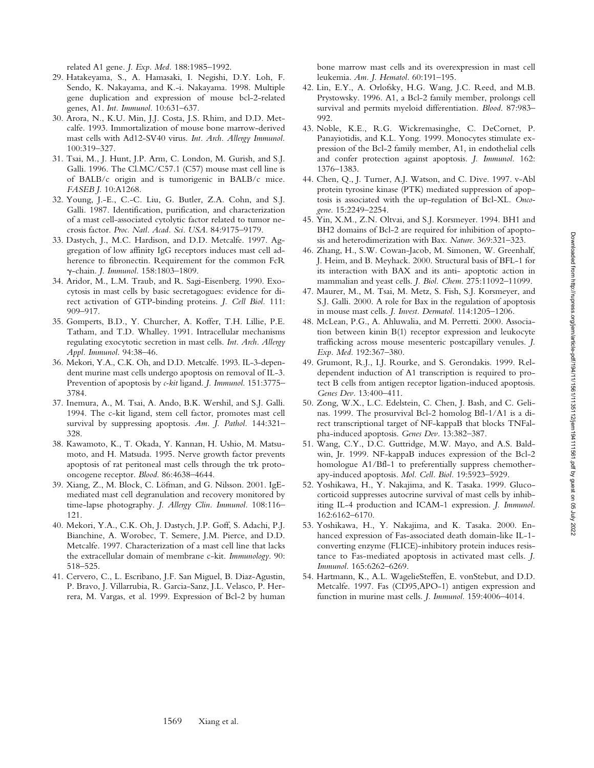related A1 gene. *J. Exp. Med.* 188:1985–1992.

29. Hatakeyama, S., A. Hamasaki, I. Negishi, D.Y. Loh, F. Sendo, K. Nakayama, and K.-i. Nakayama. 1998. Multiple gene duplication and expression of mouse bcl-2-related genes, A1. *Int. Immunol.* 10:631–637.
30. Arora, N., K.U. Min, J.J. Costa, J.S. Rhim, and D.D. Metcalfe. 1993. Immortalization of mouse bone marrow-derived mast cells with Ad12-SV40 virus. *Int. Arch. Allergy Immunol.* 100:319–327.
31. Tsai, M., J. Hunt, J.P. Arm, C. London, M. Gurish, and S.J. Galli. 1996. The Cl.MC/C57.1 (C57) mouse mast cell line is of BALB/c origin and is tumorigenic in BALB/c mice. *FASEB J.* 10:A1268.
32. Young, J.-E., C.-C. Liu, G. Butler, Z.A. Cohn, and S.J. Galli. 1987. Identification, purification, and characterization of a mast cell-associated cytolytic factor related to tumor necrosis factor. *Proc. Natl. Acad. Sci. USA.* 84:9175–9179.
33. Dastych, J., M.C. Hardison, and D.D. Metcalfe. 1997. Aggregation of low affinity IgG receptors induces mast cell adherence to fibronectin. Requirement for the common FcR γ-chain. *J. Immunol.* 158:1803–1809.
34. Aridor, M., L.M. Traub, and R. Sagi-Eisenberg. 1990. Exocytosis in mast cells by basic secretagogues: evidence for direct activation of GTP-binding proteins. *J. Cell Biol.* 111: 909–917.
35. Gomperts, B.D., Y. Churcher, A. Koffer, T.H. Lillie, P.E. Tatham, and T.D. Whalley. 1991. Intracellular mechanisms regulating exocytotic secretion in mast cells. *Int. Arch. Allergy Appl. Immunol.* 94:38–46.
36. Mekori, Y.A., C.K. Oh, and D.D. Metcalfe. 1993. IL-3-dependent murine mast cells undergo apoptosis on removal of IL-3. Prevention of apoptosis by *c-kit* ligand. *J. Immunol.* 151:3775–3784.
37. Inemura, A., M. Tsai, A. Ando, B.K. Wershil, and S.J. Galli. 1994. The c-kit ligand, stem cell factor, promotes mast cell survival by suppressing apoptosis. *Am. J. Pathol.* 144:321–328.
38. Kawamoto, K., T. Okada, Y. Kannan, H. Ushio, M. Matsumoto, and H. Matsuda. 1995. Nerve growth factor prevents apoptosis of rat peritoneal mast cells through the trk protooncogene receptor. *Blood.* 86:4638–4644.
39. Xiang, Z., M. Block, C. Löfman, and G. Nilsson. 2001. IgE-mediated mast cell degranulation and recovery monitored by time-lapse photography. *J. Allergy Clin. Immunol.* 108:116–121.
40. Mekori, Y.A., C.K. Oh, J. Dastych, J.P. Goff, S. Adachi, P.J. Bianchine, A. Worobec, T. Semere, J.M. Pierce, and D.D. Metcalfe. 1997. Characterization of a mast cell line that lacks the extracellular domain of membrane c-kit. *Immunology.* 90: 518–525.
41. Cervero, C., L. Escribano, J.F. San Miguel, B. Diaz-Agustin, P. Bravo, J. Villarrubia, R. Garcia-Sanz, J.L. Velasco, P. Herrera, M. Vargas, et al. 1999. Expression of Bcl-2 by human bone marrow mast cells and its overexpression in mast cell leukemia. *Am. J. Hematol.* 60:191–195.
42. Lin, E.Y., A. Orlofsky, H.G. Wang, J.C. Reed, and M.B. Prystowsky. 1996. A1, a Bcl-2 family member, prolongs cell survival and permits myeloid differentiation. *Blood.* 87:983–992.
43. Noble, K.E., R.G. Wickremasinghe, C. DeCornet, P. Panayiotidis, and K.L. Yong. 1999. Monocytes stimulate expression of the Bcl-2 family member, A1, in endothelial cells and confer protection against apoptosis. *J. Immunol.* 162: 1376–1383.
44. Chen, Q., J. Turner, A.J. Watson, and C. Dive. 1997. v-Abl protein tyrosine kinase (PTK) mediated suppression of apoptosis is associated with the up-regulation of Bcl-XL. *Oncogene.* 15:2249–2254.
45. Yin, X.M., Z.N. Oltvai, and S.J. Korsmeyer. 1994. BH1 and BH2 domains of Bcl-2 are required for inhibition of apoptosis and heterodimerization with Bax. *Nature.* 369:321–323.
46. Zhang, H., S.W. Cowan-Jacob, M. Simonen, W. Greenhalf, J. Heim, and B. Meyhack. 2000. Structural basis of BFL-1 for its interaction with BAX and its anti- apoptotic action in mammalian and yeast cells. *J. Biol. Chem.* 275:11092–11099.
47. Maurer, M., M. Tsai, M. Metz, S. Fish, S.J. Korsmeyer, and S.J. Galli. 2000. A role for Bax in the regulation of apoptosis in mouse mast cells. *J. Invest. Dermatol.* 114:1205–1206.
48. McLean, P.G., A. Ahluwalia, and M. Perretti. 2000. Association between kinin B(1) receptor expression and leukocyte trafficking across mouse mesenteric postcapillary venules. *J. Exp. Med.* 192:367–380.
49. Grumont, R.J., I.J. Rourke, and S. Gerondakis. 1999. Rel-dependent induction of A1 transcription is required to protect B cells from antigen receptor ligation-induced apoptosis. *Genes Dev.* 13:400–411.
50. Zong, W.X., L.C. Edelstein, C. Chen, J. Bash, and C. Gelinas. 1999. The prosurvival Bcl-2 homolog Bfl-1/A1 is a direct transcriptional target of NF-kappaB that blocks TNFalpha-induced apoptosis. *Genes Dev.* 13:382–387.
51. Wang, C.Y., D.C. Guttridge, M.W. Mayo, and A.S. Baldwin, Jr. 1999. NF-kappaB induces expression of the Bcl-2 homologue A1/Bfl-1 to preferentially suppress chemotherapy-induced apoptosis. *Mol. Cell. Biol.* 19:5923–5929.
52. Yoshikawa, H., Y. Nakajima, and K. Tasaka. 1999. Glucocorticoid suppresses autocrine survival of mast cells by inhibiting IL-4 production and ICAM-1 expression. *J. Immunol.* 162:6162–6170.
53. Yoshikawa, H., Y. Nakajima, and K. Tasaka. 2000. Enhanced expression of Fas-associated death domain-like IL-1-converting enzyme (FLICE)-inhibitory protein induces resistance to Fas-mediated apoptosis in activated mast cells. *J. Immunol.* 165:6262–6269.
54. Hartmann, K., A.L. WagelieSteffen, E. vonStebut, and D.D. Metcalfe. 1997. Fas (CD95,APO-1) antigen expression and function in murine mast cells. *J. Immunol.* 159:4006–4014.